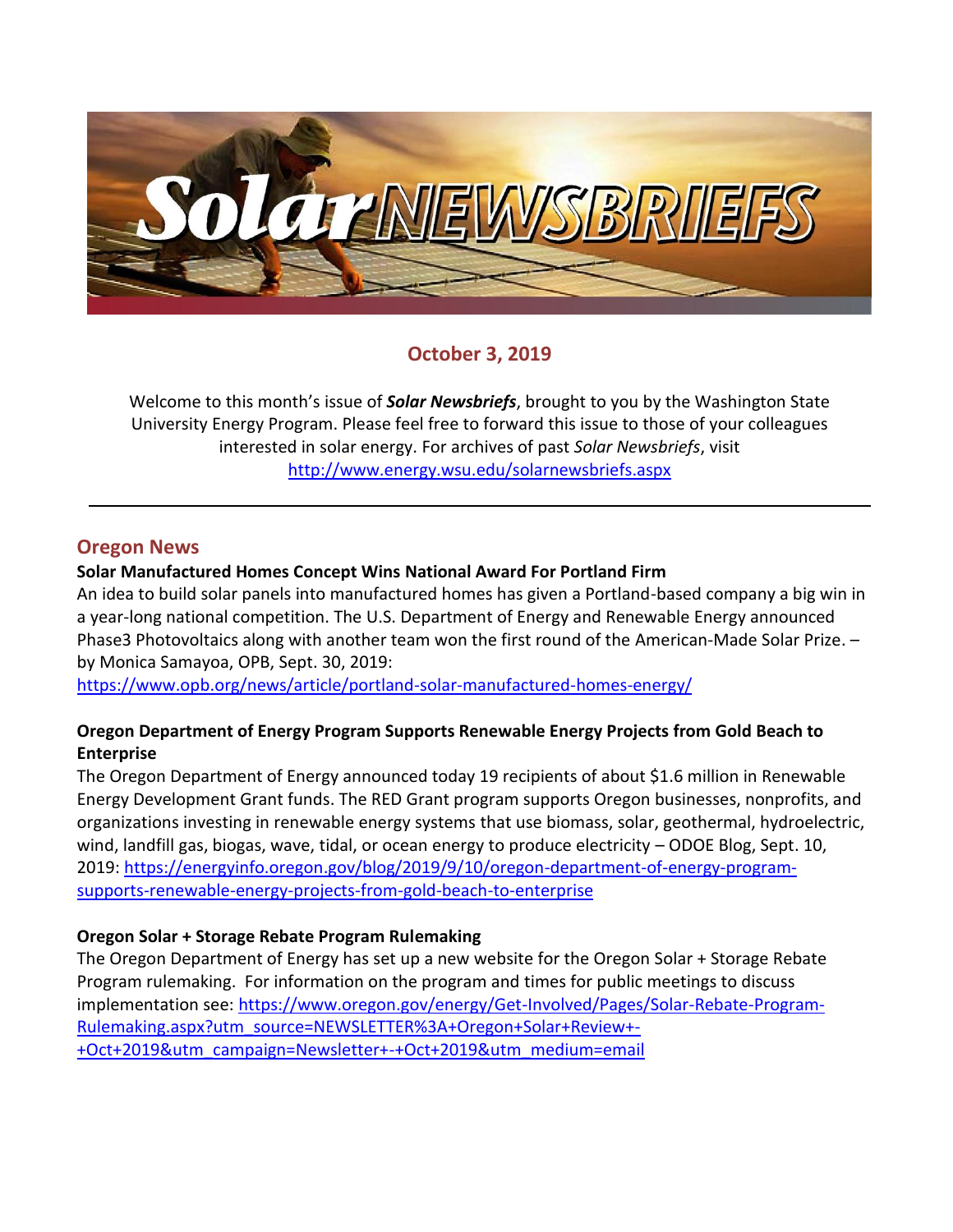# Solar NEWSBRIEFS

## October 3, 2019

Welcome to this month's issue of ***Solar Newsbriefs***, brought to you by the Washington State University Energy Program. Please feel free to forward this issue to those of your colleagues interested in solar energy. For archives of past *Solar Newsbriefs*, visit http://www.energy.wsu.edu/solarnewsbriefs.aspx

---

## Oregon News

**Solar Manufactured Homes Concept Wins National Award For Portland Firm**

An idea to build solar panels into manufactured homes has given a Portland-based company a big win in a year-long national competition. The U.S. Department of Energy and Renewable Energy announced Phase3 Photovoltaics along with another team won the first round of the American-Made Solar Prize. – by Monica Samayoa, OPB, Sept. 30, 2019:
https://www.opb.org/news/article/portland-solar-manufactured-homes-energy/

**Oregon Department of Energy Program Supports Renewable Energy Projects from Gold Beach to Enterprise**

The Oregon Department of Energy announced today 19 recipients of about $1.6 million in Renewable Energy Development Grant funds. The RED Grant program supports Oregon businesses, nonprofits, and organizations investing in renewable energy systems that use biomass, solar, geothermal, hydroelectric, wind, landfill gas, biogas, wave, tidal, or ocean energy to produce electricity – ODOE Blog, Sept. 10, 2019: https://energyinfo.oregon.gov/blog/2019/9/10/oregon-department-of-energy-program-supports-renewable-energy-projects-from-gold-beach-to-enterprise

**Oregon Solar + Storage Rebate Program Rulemaking**

The Oregon Department of Energy has set up a new website for the Oregon Solar + Storage Rebate Program rulemaking. For information on the program and times for public meetings to discuss implementation see: https://www.oregon.gov/energy/Get-Involved/Pages/Solar-Rebate-Program-Rulemaking.aspx?utm_source=NEWSLETTER%3A+Oregon+Solar+Review+-+Oct+2019&utm_campaign=Newsletter+-+Oct+2019&utm_medium=email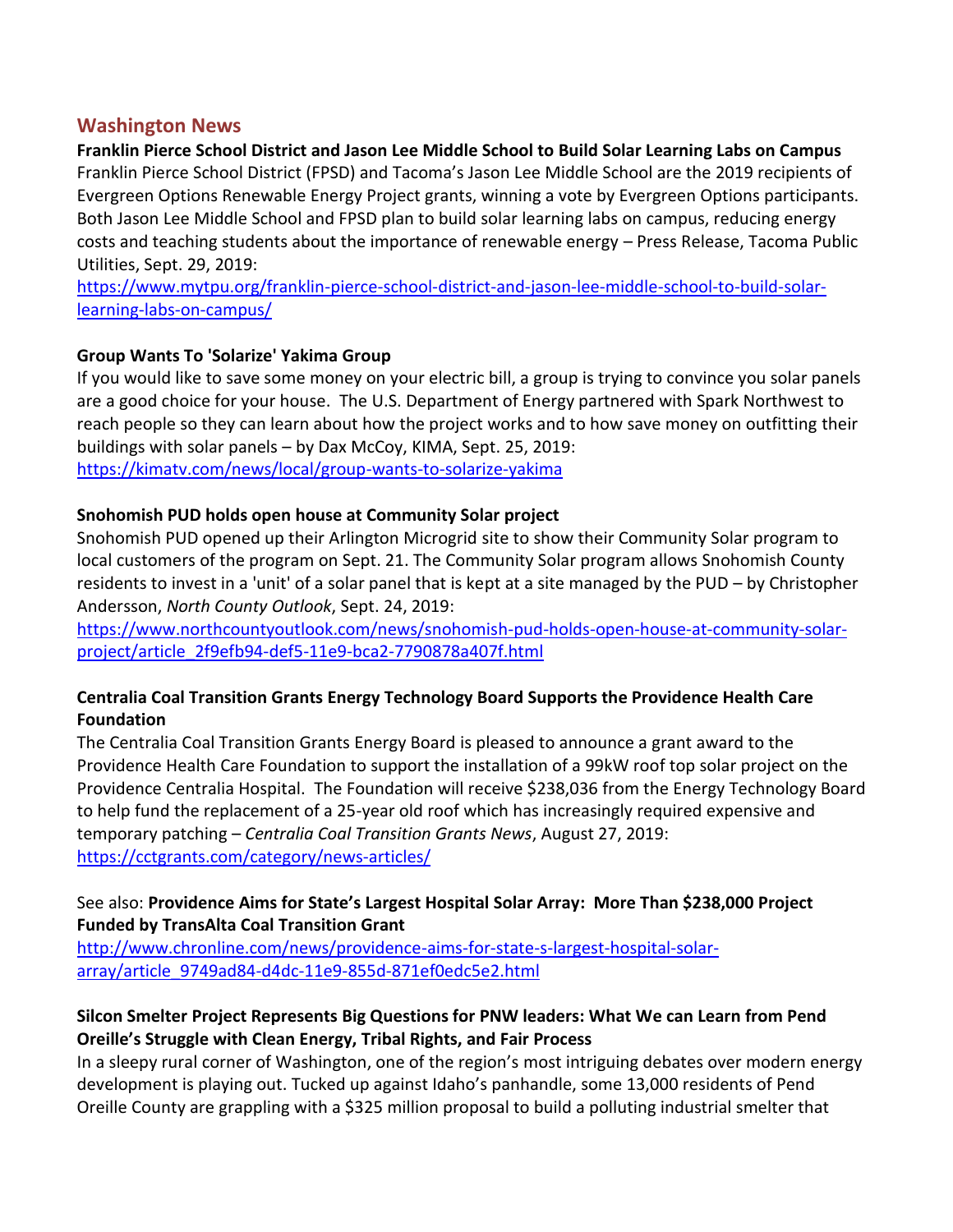## Washington News

**Franklin Pierce School District and Jason Lee Middle School to Build Solar Learning Labs on Campus**
Franklin Pierce School District (FPSD) and Tacoma's Jason Lee Middle School are the 2019 recipients of Evergreen Options Renewable Energy Project grants, winning a vote by Evergreen Options participants. Both Jason Lee Middle School and FPSD plan to build solar learning labs on campus, reducing energy costs and teaching students about the importance of renewable energy – Press Release, Tacoma Public Utilities, Sept. 29, 2019:
[https://www.mytpu.org/franklin-pierce-school-district-and-jason-lee-middle-school-to-build-solar-learning-labs-on-campus/](https://www.mytpu.org/franklin-pierce-school-district-and-jason-lee-middle-school-to-build-solar-learning-labs-on-campus/)

**Group Wants To 'Solarize' Yakima Group**
If you would like to save some money on your electric bill, a group is trying to convince you solar panels are a good choice for your house. The U.S. Department of Energy partnered with Spark Northwest to reach people so they can learn about how the project works and to how save money on outfitting their buildings with solar panels – by Dax McCoy, KIMA, Sept. 25, 2019:
[https://kimatv.com/news/local/group-wants-to-solarize-yakima](https://kimatv.com/news/local/group-wants-to-solarize-yakima)

**Snohomish PUD holds open house at Community Solar project**
Snohomish PUD opened up their Arlington Microgrid site to show their Community Solar program to local customers of the program on Sept. 21. The Community Solar program allows Snohomish County residents to invest in a 'unit' of a solar panel that is kept at a site managed by the PUD – by Christopher Andersson, *North County Outlook*, Sept. 24, 2019:
[https://www.northcountyoutlook.com/news/snohomish-pud-holds-open-house-at-community-solar-project/article_2f9efb94-def5-11e9-bca2-7790878a407f.html](https://www.northcountyoutlook.com/news/snohomish-pud-holds-open-house-at-community-solar-project/article_2f9efb94-def5-11e9-bca2-7790878a407f.html)

**Centralia Coal Transition Grants Energy Technology Board Supports the Providence Health Care Foundation**
The Centralia Coal Transition Grants Energy Board is pleased to announce a grant award to the Providence Health Care Foundation to support the installation of a 99kW roof top solar project on the Providence Centralia Hospital. The Foundation will receive $238,036 from the Energy Technology Board to help fund the replacement of a 25-year old roof which has increasingly required expensive and temporary patching – *Centralia Coal Transition Grants News*, August 27, 2019:
[https://cctgrants.com/category/news-articles/](https://cctgrants.com/category/news-articles/)

See also: **Providence Aims for State's Largest Hospital Solar Array: More Than $238,000 Project Funded by TransAlta Coal Transition Grant**
[http://www.chronline.com/news/providence-aims-for-state-s-largest-hospital-solar-array/article_9749ad84-d4dc-11e9-855d-871ef0edc5e2.html](http://www.chronline.com/news/providence-aims-for-state-s-largest-hospital-solar-array/article_9749ad84-d4dc-11e9-855d-871ef0edc5e2.html)

**Silcon Smelter Project Represents Big Questions for PNW leaders: What We can Learn from Pend Oreille's Struggle with Clean Energy, Tribal Rights, and Fair Process**
In a sleepy rural corner of Washington, one of the region's most intriguing debates over modern energy development is playing out. Tucked up against Idaho's panhandle, some 13,000 residents of Pend Oreille County are grappling with a $325 million proposal to build a polluting industrial smelter that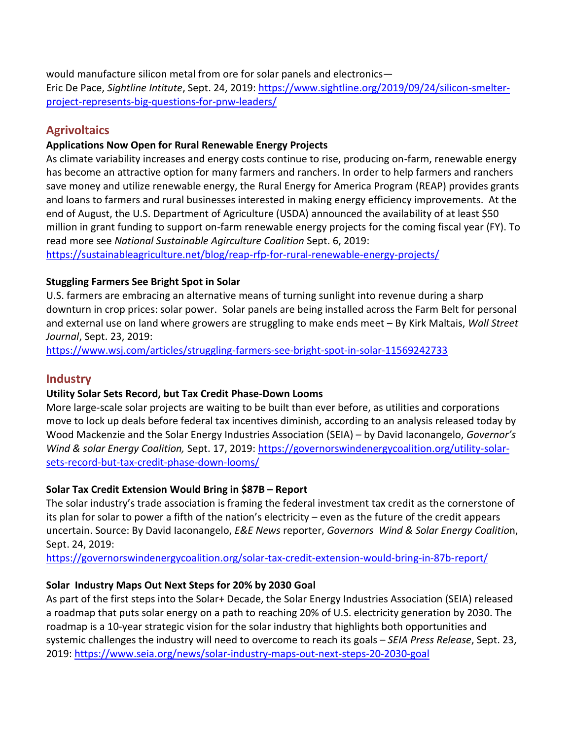would manufacture silicon metal from ore for solar panels and electronics—
Eric De Pace, *Sightline Intitute*, Sept. 24, 2019: [https://www.sightline.org/2019/09/24/silicon-smelter-project-represents-big-questions-for-pnw-leaders/](https://www.sightline.org/2019/09/24/silicon-smelter-project-represents-big-questions-for-pnw-leaders/)

## Agrivoltaics

**Applications Now Open for Rural Renewable Energy Projects**

As climate variability increases and energy costs continue to rise, producing on-farm, renewable energy has become an attractive option for many farmers and ranchers. In order to help farmers and ranchers save money and utilize renewable energy, the Rural Energy for America Program (REAP) provides grants and loans to farmers and rural businesses interested in making energy efficiency improvements. At the end of August, the U.S. Department of Agriculture (USDA) announced the availability of at least $50 million in grant funding to support on-farm renewable energy projects for the coming fiscal year (FY). To read more see *National Sustainable Agircuture Coalition* Sept. 6, 2019:
[https://sustainableagriculture.net/blog/reap-rfp-for-rural-renewable-energy-projects/](https://sustainableagriculture.net/blog/reap-rfp-for-rural-renewable-energy-projects/)

**Stuggling Farmers See Bright Spot in Solar**

U.S. farmers are embracing an alternative means of turning sunlight into revenue during a sharp downturn in crop prices: solar power. Solar panels are being installed across the Farm Belt for personal and external use on land where growers are struggling to make ends meet – By Kirk Maltais, *Wall Street Journal*, Sept. 23, 2019:
[https://www.wsj.com/articles/struggling-farmers-see-bright-spot-in-solar-11569242733](https://www.wsj.com/articles/struggling-farmers-see-bright-spot-in-solar-11569242733)

## Industry

**Utility Solar Sets Record, but Tax Credit Phase-Down Looms**

More large-scale solar projects are waiting to be built than ever before, as utilities and corporations move to lock up deals before federal tax incentives diminish, according to an analysis released today by Wood Mackenzie and the Solar Energy Industries Association (SEIA) – by David Iaconangelo, *Governor's Wind & solar Energy Coalition,* Sept. 17, 2019: [https://governorswindenergycoalition.org/utility-solar-sets-record-but-tax-credit-phase-down-looms/](https://governorswindenergycoalition.org/utility-solar-sets-record-but-tax-credit-phase-down-looms/)

**Solar Tax Credit Extension Would Bring in $87B – Report**

The solar industry's trade association is framing the federal investment tax credit as the cornerstone of its plan for solar to power a fifth of the nation's electricity – even as the future of the credit appears uncertain. Source: By David Iaconangelo, *E&E News* reporter, *Governors Wind & Solar Energy Coalitio*n, Sept. 24, 2019:
[https://governorswindenergycoalition.org/solar-tax-credit-extension-would-bring-in-87b-report/](https://governorswindenergycoalition.org/solar-tax-credit-extension-would-bring-in-87b-report/)

**Solar Industry Maps Out Next Steps for 20% by 2030 Goal**

As part of the first steps into the Solar+ Decade, the Solar Energy Industries Association (SEIA) released a roadmap that puts solar energy on a path to reaching 20% of U.S. electricity generation by 2030. The roadmap is a 10-year strategic vision for the solar industry that highlights both opportunities and systemic challenges the industry will need to overcome to reach its goals – *SEIA Press Release*, Sept. 23, 2019: [https://www.seia.org/news/solar-industry-maps-out-next-steps-20-2030-goal](https://www.seia.org/news/solar-industry-maps-out-next-steps-20-2030-goal)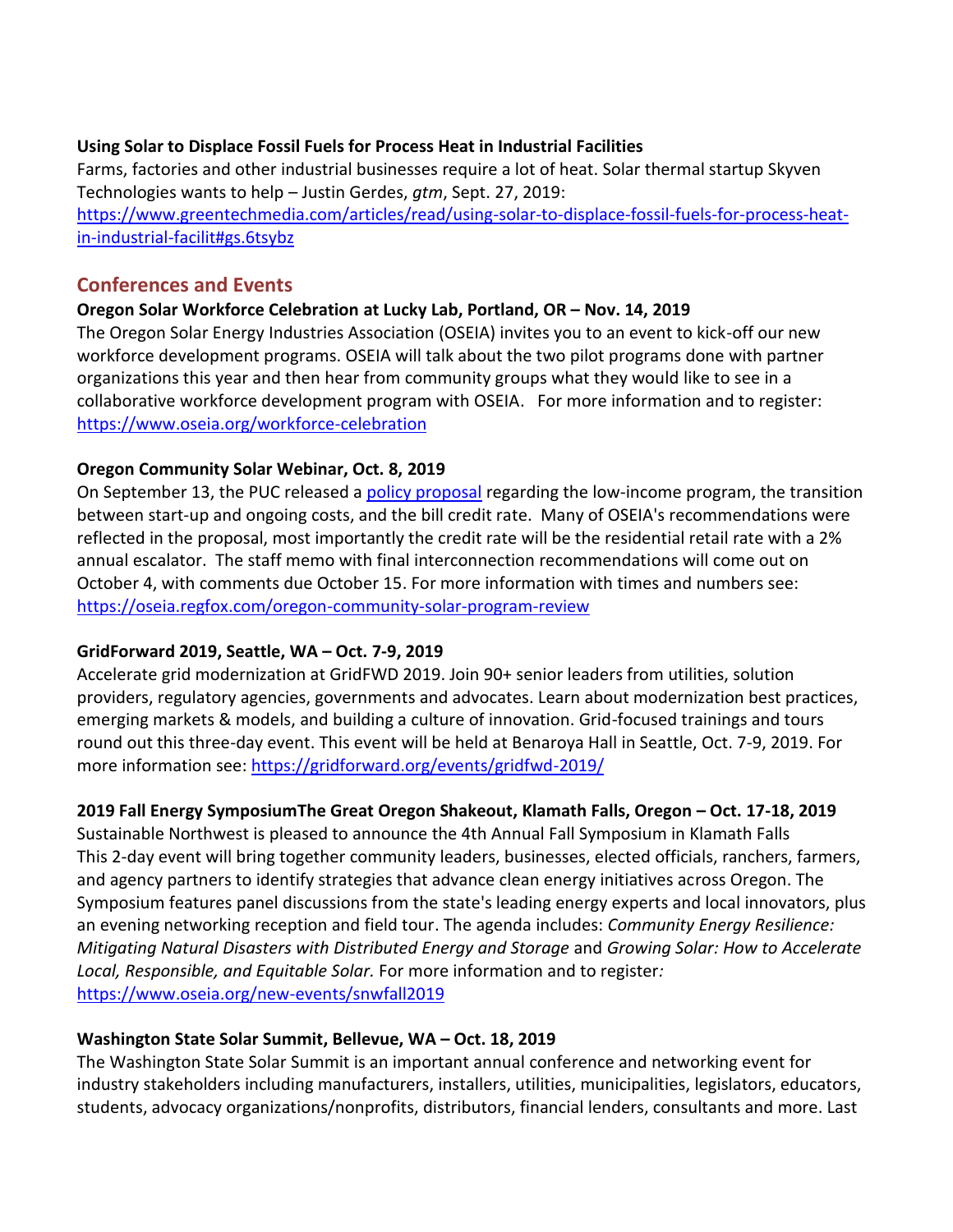**Using Solar to Displace Fossil Fuels for Process Heat in Industrial Facilities**
Farms, factories and other industrial businesses require a lot of heat. Solar thermal startup Skyven Technologies wants to help – Justin Gerdes, *gtm*, Sept. 27, 2019:
https://www.greentechmedia.com/articles/read/using-solar-to-displace-fossil-fuels-for-process-heat-in-industrial-facilit#gs.6tsybz

## Conferences and Events

**Oregon Solar Workforce Celebration at Lucky Lab, Portland, OR – Nov. 14, 2019**
The Oregon Solar Energy Industries Association (OSEIA) invites you to an event to kick-off our new workforce development programs. OSEIA will talk about the two pilot programs done with partner organizations this year and then hear from community groups what they would like to see in a collaborative workforce development program with OSEIA. For more information and to register: https://www.oseia.org/workforce-celebration

**Oregon Community Solar Webinar, Oct. 8, 2019**
On September 13, the PUC released a policy proposal regarding the low-income program, the transition between start-up and ongoing costs, and the bill credit rate. Many of OSEIA's recommendations were reflected in the proposal, most importantly the credit rate will be the residential retail rate with a 2% annual escalator. The staff memo with final interconnection recommendations will come out on October 4, with comments due October 15. For more information with times and numbers see: https://oseia.regfox.com/oregon-community-solar-program-review

**GridForward 2019, Seattle, WA – Oct. 7-9, 2019**
Accelerate grid modernization at GridFWD 2019. Join 90+ senior leaders from utilities, solution providers, regulatory agencies, governments and advocates. Learn about modernization best practices, emerging markets & models, and building a culture of innovation. Grid-focused trainings and tours round out this three-day event. This event will be held at Benaroya Hall in Seattle, Oct. 7-9, 2019. For more information see: https://gridforward.org/events/gridfwd-2019/

**2019 Fall Energy SymposiumThe Great Oregon Shakeout, Klamath Falls, Oregon – Oct. 17-18, 2019**
Sustainable Northwest is pleased to announce the 4th Annual Fall Symposium in Klamath Falls
This 2-day event will bring together community leaders, businesses, elected officials, ranchers, farmers, and agency partners to identify strategies that advance clean energy initiatives across Oregon. The Symposium features panel discussions from the state's leading energy experts and local innovators, plus an evening networking reception and field tour. The agenda includes: *Community Energy Resilience: Mitigating Natural Disasters with Distributed Energy and Storage* and *Growing Solar: How to Accelerate Local, Responsible, and Equitable Solar.* For more information and to register*:* https://www.oseia.org/new-events/snwfall2019

**Washington State Solar Summit, Bellevue, WA – Oct. 18, 2019**
The Washington State Solar Summit is an important annual conference and networking event for industry stakeholders including manufacturers, installers, utilities, municipalities, legislators, educators, students, advocacy organizations/nonprofits, distributors, financial lenders, consultants and more. Last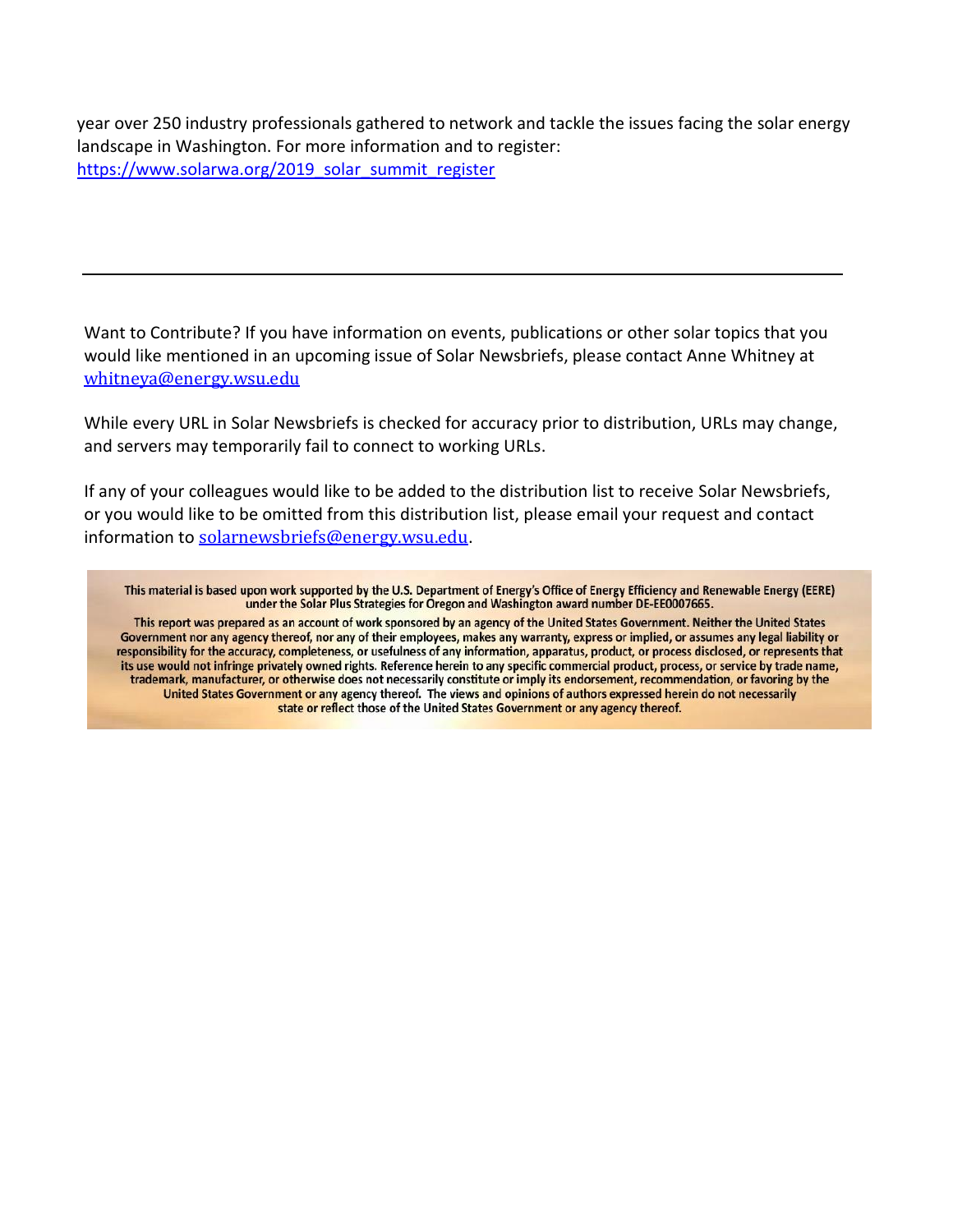year over 250 industry professionals gathered to network and tackle the issues facing the solar energy landscape in Washington. For more information and to register: https://www.solarwa.org/2019_solar_summit_register

---

Want to Contribute? If you have information on events, publications or other solar topics that you would like mentioned in an upcoming issue of Solar Newsbriefs, please contact Anne Whitney at whitneya@energy.wsu.edu

While every URL in Solar Newsbriefs is checked for accuracy prior to distribution, URLs may change, and servers may temporarily fail to connect to working URLs.

If any of your colleagues would like to be added to the distribution list to receive Solar Newsbriefs, or you would like to be omitted from this distribution list, please email your request and contact information to solarnewsbriefs@energy.wsu.edu.

**This material is based upon work supported by the U.S. Department of Energy's Office of Energy Efficiency and Renewable Energy (EERE) under the Solar Plus Strategies for Oregon and Washington award number DE-EE0007665.**

**This report was prepared as an account of work sponsored by an agency of the United States Government. Neither the United States Government nor any agency thereof, nor any of their employees, makes any warranty, express or implied, or assumes any legal liability or responsibility for the accuracy, completeness, or usefulness of any information, apparatus, product, or process disclosed, or represents that its use would not infringe privately owned rights. Reference herein to any specific commercial product, process, or service by trade name, trademark, manufacturer, or otherwise does not necessarily constitute or imply its endorsement, recommendation, or favoring by the United States Government or any agency thereof. The views and opinions of authors expressed herein do not necessarily state or reflect those of the United States Government or any agency thereof.**